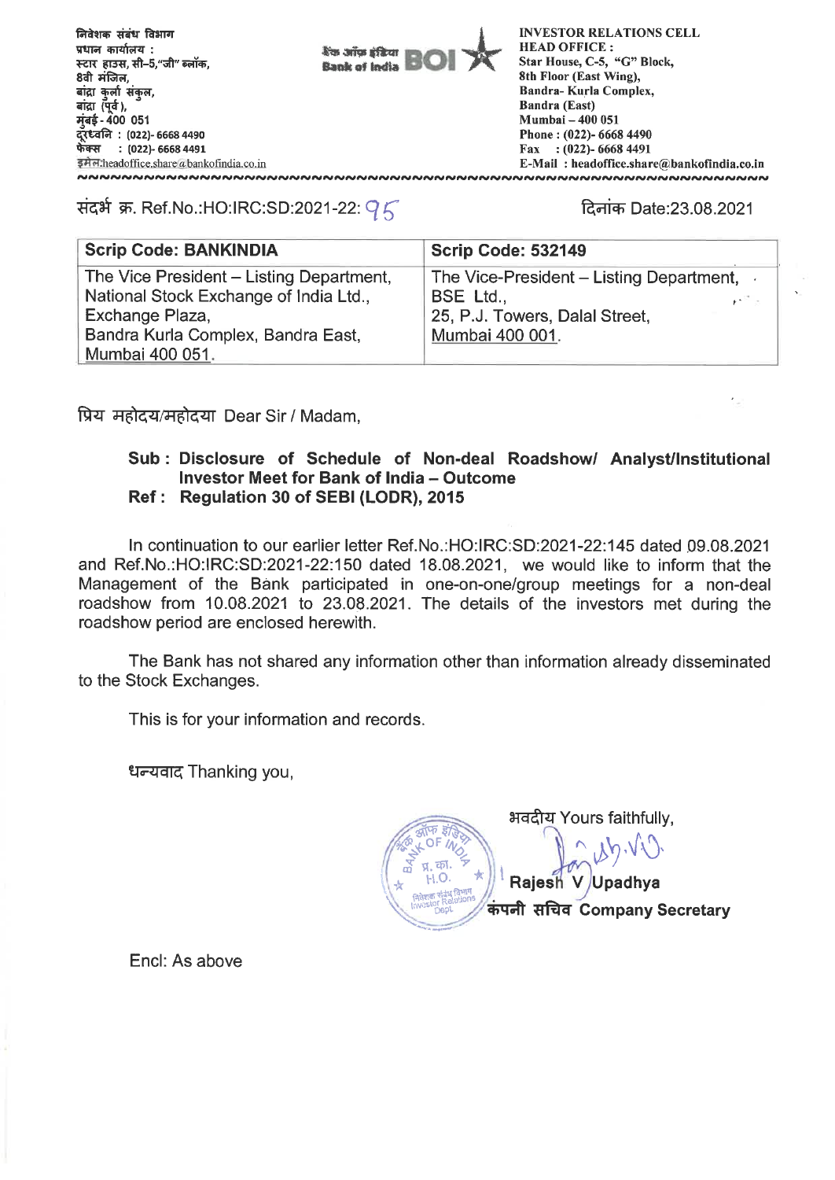निवेशक संबंध विभाग
प्रधान कार्यालय :
स्टार हाउस, सी–5,"जी" ब्लॉक,
8वी मंजिल,
बांद्रा कुर्ला संकुल,
बांद्रा (पूर्व ),
मुंबई - 400 051
दूरध्वनि : (022)- 6668 4490
फेक्स : (022)- 6668 4491
इमेल:headoffice.share@bankofindia.co.in

बैंक ऑफ इंडिया
Bank of India BOI

**INVESTOR RELATIONS CELL**
**HEAD OFFICE :**
**Star House, C-5, "G" Block,**
**8th Floor (East Wing),**
**Bandra- Kurla Complex,**
**Bandra (East)**
**Mumbai – 400 051**
**Phone : (022)- 6668 4490**
**Fax : (022)- 6668 4491**
**E-Mail : headoffice.share@bankofindia.co.in**

संदर्भ क्र. Ref.No.:HO:IRC:SD:2021-22: 95

दिनांक Date:23.08.2021

| **Scrip Code: BANKINDIA** | **Scrip Code: 532149** |
|---|---|
| The Vice President – Listing Department, National Stock Exchange of India Ltd., Exchange Plaza, Bandra Kurla Complex, Bandra East, Mumbai 400 051. | The Vice-President – Listing Department, BSE Ltd., 25, P.J. Towers, Dalal Street, Mumbai 400 001. |

प्रिय महोदय/महोदया Dear Sir / Madam,

**Sub : Disclosure of Schedule of Non-deal Roadshow/ Analyst/Institutional Investor Meet for Bank of India – Outcome**
**Ref : Regulation 30 of SEBI (LODR), 2015**

In continuation to our earlier letter Ref.No.:HO:IRC:SD:2021-22:145 dated 09.08.2021 and Ref.No.:HO:IRC:SD:2021-22:150 dated 18.08.2021, we would like to inform that the Management of the Bank participated in one-on-one/group meetings for a non-deal roadshow from 10.08.2021 to 23.08.2021. The details of the investors met during the roadshow period are enclosed herewith.

The Bank has not shared any information other than information already disseminated to the Stock Exchanges.

This is for your information and records.

धन्यवाद Thanking you,

भवदीय Yours faithfully,

**Rajesh V Upadhya**
**कंपनी सचिव Company Secretary**

Encl: As above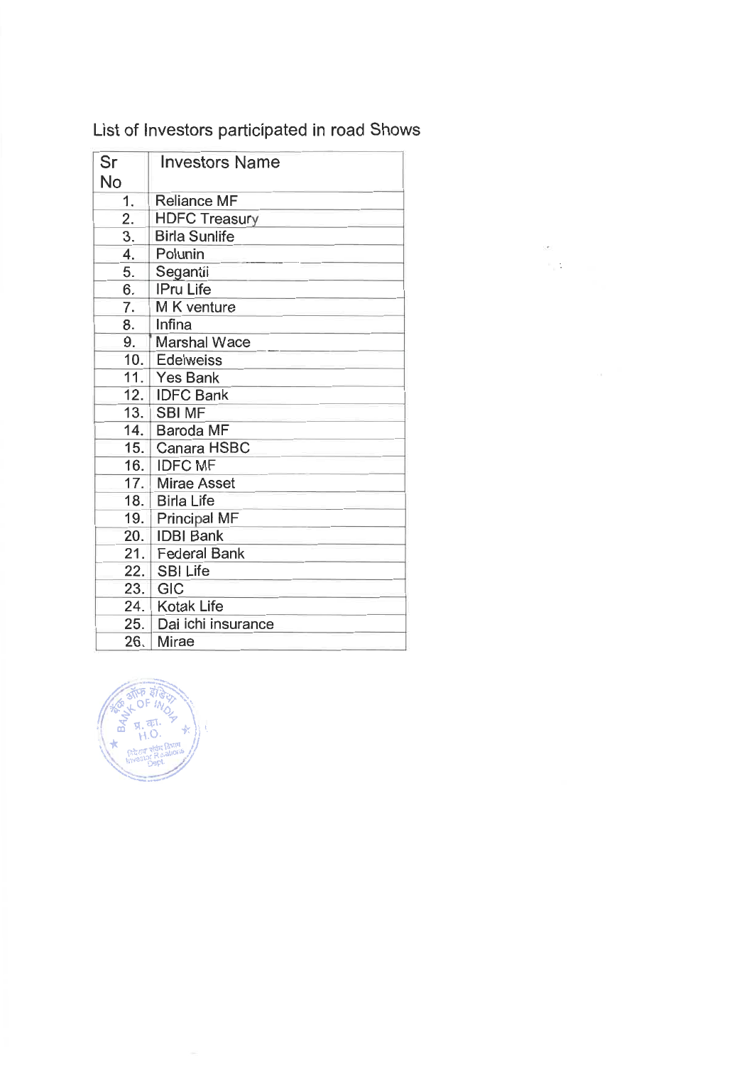List of Investors participated in road Shows

| Sr No | Investors Name |
|---|---|
| 1. | Reliance MF |
| 2. | HDFC Treasury |
| 3. | Birla Sunlife |
| 4. | Polunin |
| 5. | Segantii |
| 6. | IPru Life |
| 7. | M K venture |
| 8. | Infina |
| 9. | Marshal Wace |
| 10. | Edelweiss |
| 11. | Yes Bank |
| 12. | IDFC Bank |
| 13. | SBI MF |
| 14. | Baroda MF |
| 15. | Canara HSBC |
| 16. | IDFC MF |
| 17. | Mirae Asset |
| 18. | Birla Life |
| 19. | Principal MF |
| 20. | IDBI Bank |
| 21. | Federal Bank |
| 22. | SBI Life |
| 23. | GIC |
| 24. | Kotak Life |
| 25. | Dai ichi insurance |
| 26. | Mirae |